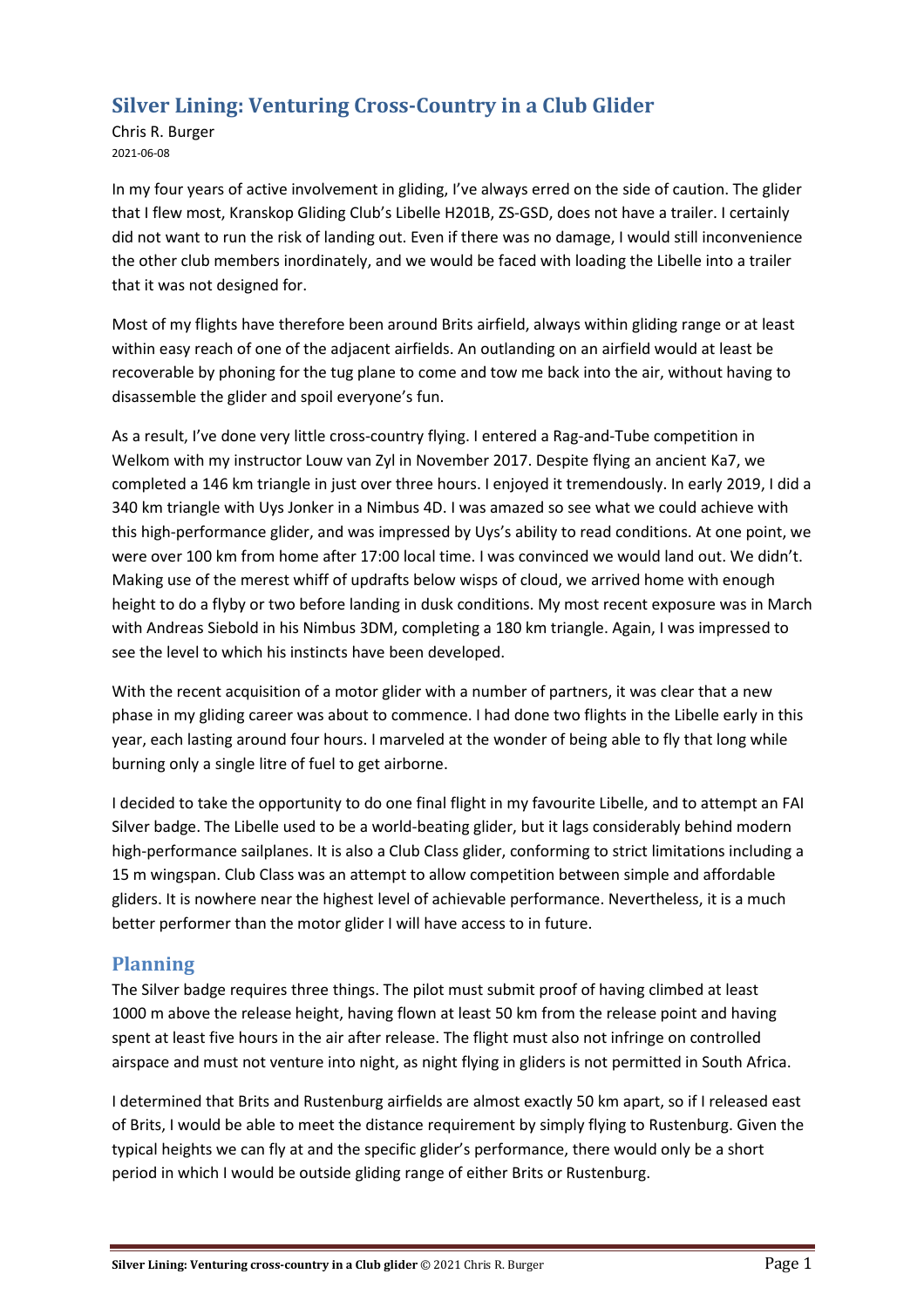# Silver Lining: Venturing Cross-Country in a Club Glider

Chris R. Burger
2021-06-08

In my four years of active involvement in gliding, I've always erred on the side of caution. The glider that I flew most, Kranskop Gliding Club's Libelle H201B, ZS-GSD, does not have a trailer. I certainly did not want to run the risk of landing out. Even if there was no damage, I would still inconvenience the other club members inordinately, and we would be faced with loading the Libelle into a trailer that it was not designed for.

Most of my flights have therefore been around Brits airfield, always within gliding range or at least within easy reach of one of the adjacent airfields. An outlanding on an airfield would at least be recoverable by phoning for the tug plane to come and tow me back into the air, without having to disassemble the glider and spoil everyone's fun.

As a result, I've done very little cross-country flying. I entered a Rag-and-Tube competition in Welkom with my instructor Louw van Zyl in November 2017. Despite flying an ancient Ka7, we completed a 146 km triangle in just over three hours. I enjoyed it tremendously. In early 2019, I did a 340 km triangle with Uys Jonker in a Nimbus 4D. I was amazed so see what we could achieve with this high-performance glider, and was impressed by Uys's ability to read conditions. At one point, we were over 100 km from home after 17:00 local time. I was convinced we would land out. We didn't. Making use of the merest whiff of updrafts below wisps of cloud, we arrived home with enough height to do a flyby or two before landing in dusk conditions. My most recent exposure was in March with Andreas Siebold in his Nimbus 3DM, completing a 180 km triangle. Again, I was impressed to see the level to which his instincts have been developed.

With the recent acquisition of a motor glider with a number of partners, it was clear that a new phase in my gliding career was about to commence. I had done two flights in the Libelle early in this year, each lasting around four hours. I marveled at the wonder of being able to fly that long while burning only a single litre of fuel to get airborne.

I decided to take the opportunity to do one final flight in my favourite Libelle, and to attempt an FAI Silver badge. The Libelle used to be a world-beating glider, but it lags considerably behind modern high-performance sailplanes. It is also a Club Class glider, conforming to strict limitations including a 15 m wingspan. Club Class was an attempt to allow competition between simple and affordable gliders. It is nowhere near the highest level of achievable performance. Nevertheless, it is a much better performer than the motor glider I will have access to in future.

## Planning

The Silver badge requires three things. The pilot must submit proof of having climbed at least 1000 m above the release height, having flown at least 50 km from the release point and having spent at least five hours in the air after release. The flight must also not infringe on controlled airspace and must not venture into night, as night flying in gliders is not permitted in South Africa.

I determined that Brits and Rustenburg airfields are almost exactly 50 km apart, so if I released east of Brits, I would be able to meet the distance requirement by simply flying to Rustenburg. Given the typical heights we can fly at and the specific glider's performance, there would only be a short period in which I would be outside gliding range of either Brits or Rustenburg.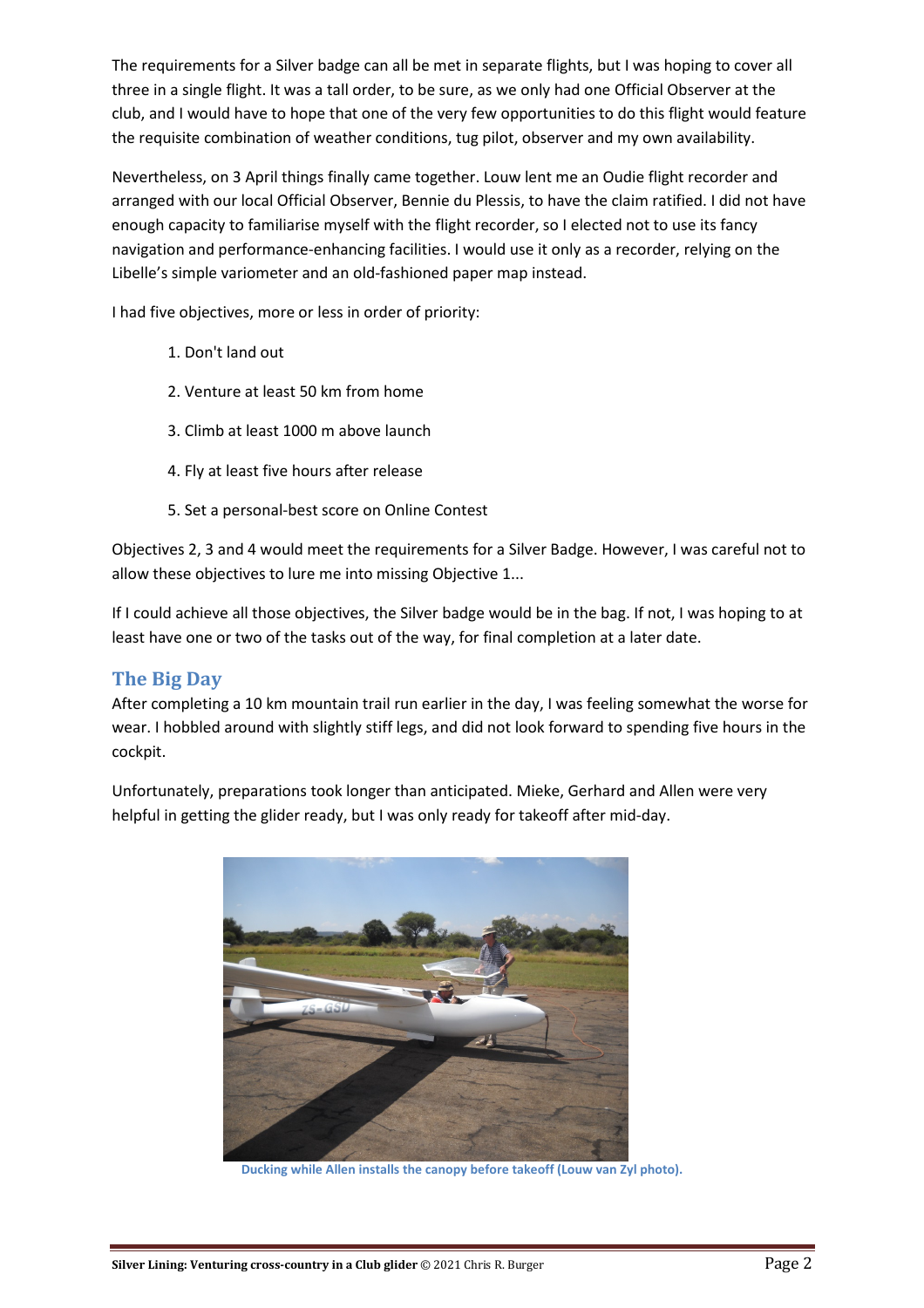The requirements for a Silver badge can all be met in separate flights, but I was hoping to cover all three in a single flight. It was a tall order, to be sure, as we only had one Official Observer at the club, and I would have to hope that one of the very few opportunities to do this flight would feature the requisite combination of weather conditions, tug pilot, observer and my own availability.

Nevertheless, on 3 April things finally came together. Louw lent me an Oudie flight recorder and arranged with our local Official Observer, Bennie du Plessis, to have the claim ratified. I did not have enough capacity to familiarise myself with the flight recorder, so I elected not to use its fancy navigation and performance-enhancing facilities. I would use it only as a recorder, relying on the Libelle's simple variometer and an old-fashioned paper map instead.

I had five objectives, more or less in order of priority:

1. Don't land out
2. Venture at least 50 km from home
3. Climb at least 1000 m above launch
4. Fly at least five hours after release
5. Set a personal-best score on Online Contest

Objectives 2, 3 and 4 would meet the requirements for a Silver Badge. However, I was careful not to allow these objectives to lure me into missing Objective 1...

If I could achieve all those objectives, the Silver badge would be in the bag. If not, I was hoping to at least have one or two of the tasks out of the way, for final completion at a later date.

## The Big Day

After completing a 10 km mountain trail run earlier in the day, I was feeling somewhat the worse for wear. I hobbled around with slightly stiff legs, and did not look forward to spending five hours in the cockpit.

Unfortunately, preparations took longer than anticipated. Mieke, Gerhard and Allen were very helpful in getting the glider ready, but I was only ready for takeoff after mid-day.

Ducking while Allen installs the canopy before takeoff (Louw van Zyl photo).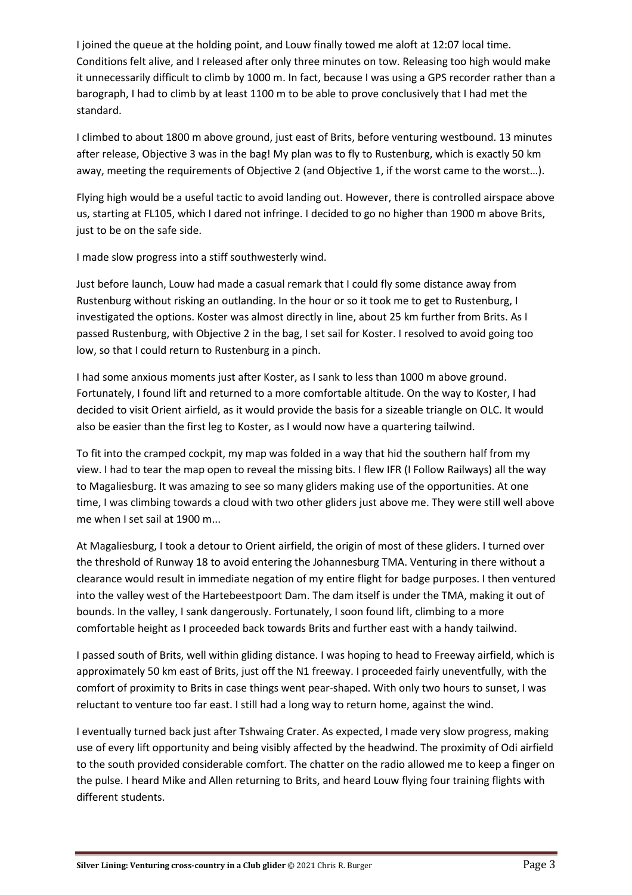I joined the queue at the holding point, and Louw finally towed me aloft at 12:07 local time. Conditions felt alive, and I released after only three minutes on tow. Releasing too high would make it unnecessarily difficult to climb by 1000 m. In fact, because I was using a GPS recorder rather than a barograph, I had to climb by at least 1100 m to be able to prove conclusively that I had met the standard.

I climbed to about 1800 m above ground, just east of Brits, before venturing westbound. 13 minutes after release, Objective 3 was in the bag! My plan was to fly to Rustenburg, which is exactly 50 km away, meeting the requirements of Objective 2 (and Objective 1, if the worst came to the worst…).

Flying high would be a useful tactic to avoid landing out. However, there is controlled airspace above us, starting at FL105, which I dared not infringe. I decided to go no higher than 1900 m above Brits, just to be on the safe side.

I made slow progress into a stiff southwesterly wind.

Just before launch, Louw had made a casual remark that I could fly some distance away from Rustenburg without risking an outlanding. In the hour or so it took me to get to Rustenburg, I investigated the options. Koster was almost directly in line, about 25 km further from Brits. As I passed Rustenburg, with Objective 2 in the bag, I set sail for Koster. I resolved to avoid going too low, so that I could return to Rustenburg in a pinch.

I had some anxious moments just after Koster, as I sank to less than 1000 m above ground. Fortunately, I found lift and returned to a more comfortable altitude. On the way to Koster, I had decided to visit Orient airfield, as it would provide the basis for a sizeable triangle on OLC. It would also be easier than the first leg to Koster, as I would now have a quartering tailwind.

To fit into the cramped cockpit, my map was folded in a way that hid the southern half from my view. I had to tear the map open to reveal the missing bits. I flew IFR (I Follow Railways) all the way to Magaliesburg. It was amazing to see so many gliders making use of the opportunities. At one time, I was climbing towards a cloud with two other gliders just above me. They were still well above me when I set sail at 1900 m...

At Magaliesburg, I took a detour to Orient airfield, the origin of most of these gliders. I turned over the threshold of Runway 18 to avoid entering the Johannesburg TMA. Venturing in there without a clearance would result in immediate negation of my entire flight for badge purposes. I then ventured into the valley west of the Hartebeestpoort Dam. The dam itself is under the TMA, making it out of bounds. In the valley, I sank dangerously. Fortunately, I soon found lift, climbing to a more comfortable height as I proceeded back towards Brits and further east with a handy tailwind.

I passed south of Brits, well within gliding distance. I was hoping to head to Freeway airfield, which is approximately 50 km east of Brits, just off the N1 freeway. I proceeded fairly uneventfully, with the comfort of proximity to Brits in case things went pear-shaped. With only two hours to sunset, I was reluctant to venture too far east. I still had a long way to return home, against the wind.

I eventually turned back just after Tshwaing Crater. As expected, I made very slow progress, making use of every lift opportunity and being visibly affected by the headwind. The proximity of Odi airfield to the south provided considerable comfort. The chatter on the radio allowed me to keep a finger on the pulse. I heard Mike and Allen returning to Brits, and heard Louw flying four training flights with different students.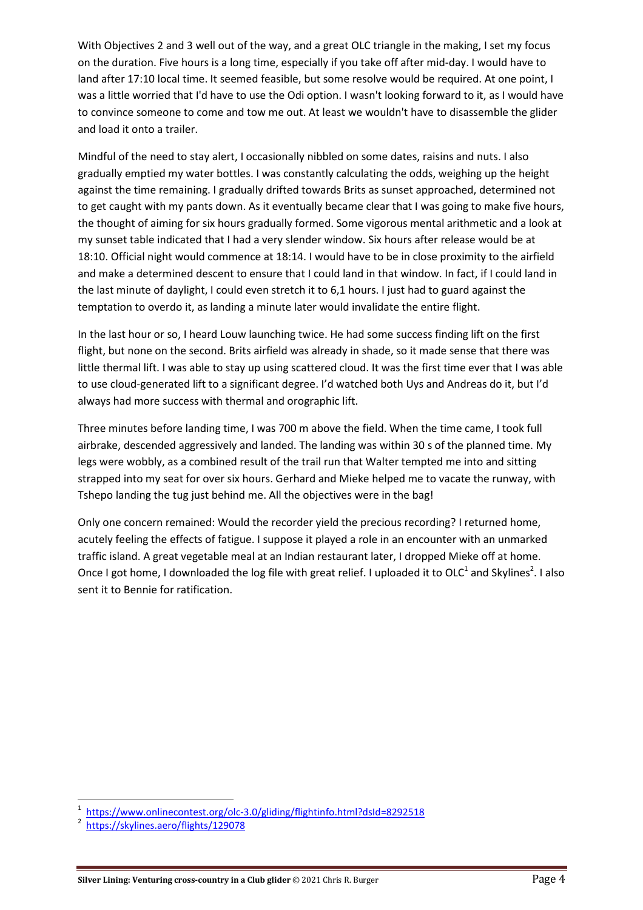With Objectives 2 and 3 well out of the way, and a great OLC triangle in the making, I set my focus on the duration. Five hours is a long time, especially if you take off after mid-day. I would have to land after 17:10 local time. It seemed feasible, but some resolve would be required. At one point, I was a little worried that I'd have to use the Odi option. I wasn't looking forward to it, as I would have to convince someone to come and tow me out. At least we wouldn't have to disassemble the glider and load it onto a trailer.

Mindful of the need to stay alert, I occasionally nibbled on some dates, raisins and nuts. I also gradually emptied my water bottles. I was constantly calculating the odds, weighing up the height against the time remaining. I gradually drifted towards Brits as sunset approached, determined not to get caught with my pants down. As it eventually became clear that I was going to make five hours, the thought of aiming for six hours gradually formed. Some vigorous mental arithmetic and a look at my sunset table indicated that I had a very slender window. Six hours after release would be at 18:10. Official night would commence at 18:14. I would have to be in close proximity to the airfield and make a determined descent to ensure that I could land in that window. In fact, if I could land in the last minute of daylight, I could even stretch it to 6,1 hours. I just had to guard against the temptation to overdo it, as landing a minute later would invalidate the entire flight.

In the last hour or so, I heard Louw launching twice. He had some success finding lift on the first flight, but none on the second. Brits airfield was already in shade, so it made sense that there was little thermal lift. I was able to stay up using scattered cloud. It was the first time ever that I was able to use cloud-generated lift to a significant degree. I'd watched both Uys and Andreas do it, but I'd always had more success with thermal and orographic lift.

Three minutes before landing time, I was 700 m above the field. When the time came, I took full airbrake, descended aggressively and landed. The landing was within 30 s of the planned time. My legs were wobbly, as a combined result of the trail run that Walter tempted me into and sitting strapped into my seat for over six hours. Gerhard and Mieke helped me to vacate the runway, with Tshepo landing the tug just behind me. All the objectives were in the bag!

Only one concern remained: Would the recorder yield the precious recording? I returned home, acutely feeling the effects of fatigue. I suppose it played a role in an encounter with an unmarked traffic island. A great vegetable meal at an Indian restaurant later, I dropped Mieke off at home. Once I got home, I downloaded the log file with great relief. I uploaded it to OLC[1] and Skylines[2]. I also sent it to Bennie for ratification.

---

[1] https://www.onlinecontest.org/olc-3.0/gliding/flightinfo.html?dsId=8292518

[2] https://skylines.aero/flights/129078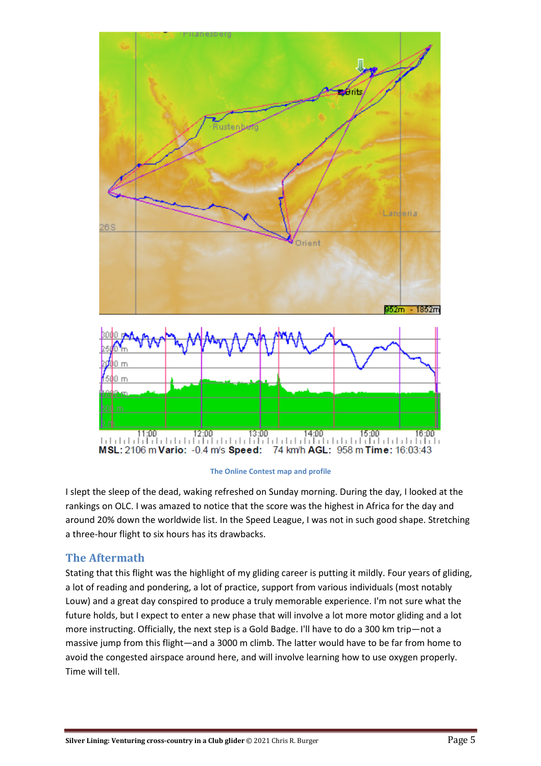The Online Contest map and profile

I slept the sleep of the dead, waking refreshed on Sunday morning. During the day, I looked at the rankings on OLC. I was amazed to notice that the score was the highest in Africa for the day and around 20% down the worldwide list. In the Speed League, I was not in such good shape. Stretching a three-hour flight to six hours has its drawbacks.

## The Aftermath

Stating that this flight was the highlight of my gliding career is putting it mildly. Four years of gliding, a lot of reading and pondering, a lot of practice, support from various individuals (most notably Louw) and a great day conspired to produce a truly memorable experience. I'm not sure what the future holds, but I expect to enter a new phase that will involve a lot more motor gliding and a lot more instructing. Officially, the next step is a Gold Badge. I'll have to do a 300 km trip—not a massive jump from this flight—and a 3000 m climb. The latter would have to be far from home to avoid the congested airspace around here, and will involve learning how to use oxygen properly. Time will tell.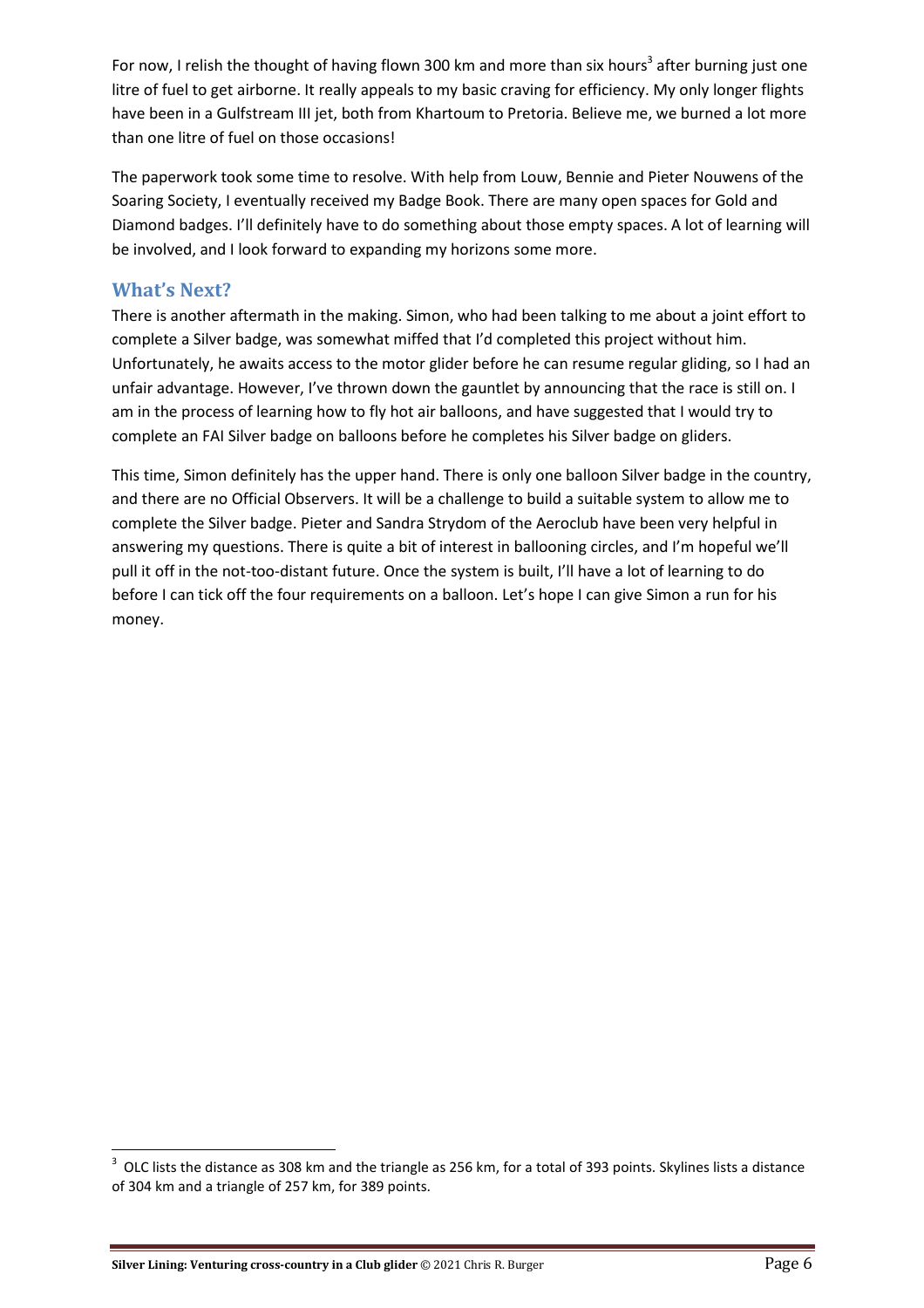For now, I relish the thought of having flown 300 km and more than six hours[3] after burning just one litre of fuel to get airborne. It really appeals to my basic craving for efficiency. My only longer flights have been in a Gulfstream III jet, both from Khartoum to Pretoria. Believe me, we burned a lot more than one litre of fuel on those occasions!

The paperwork took some time to resolve. With help from Louw, Bennie and Pieter Nouwens of the Soaring Society, I eventually received my Badge Book. There are many open spaces for Gold and Diamond badges. I'll definitely have to do something about those empty spaces. A lot of learning will be involved, and I look forward to expanding my horizons some more.

## What's Next?

There is another aftermath in the making. Simon, who had been talking to me about a joint effort to complete a Silver badge, was somewhat miffed that I'd completed this project without him. Unfortunately, he awaits access to the motor glider before he can resume regular gliding, so I had an unfair advantage. However, I've thrown down the gauntlet by announcing that the race is still on. I am in the process of learning how to fly hot air balloons, and have suggested that I would try to complete an FAI Silver badge on balloons before he completes his Silver badge on gliders.

This time, Simon definitely has the upper hand. There is only one balloon Silver badge in the country, and there are no Official Observers. It will be a challenge to build a suitable system to allow me to complete the Silver badge. Pieter and Sandra Strydom of the Aeroclub have been very helpful in answering my questions. There is quite a bit of interest in ballooning circles, and I'm hopeful we'll pull it off in the not-too-distant future. Once the system is built, I'll have a lot of learning to do before I can tick off the four requirements on a balloon. Let's hope I can give Simon a run for his money.

[3] OLC lists the distance as 308 km and the triangle as 256 km, for a total of 393 points. Skylines lists a distance of 304 km and a triangle of 257 km, for 389 points.